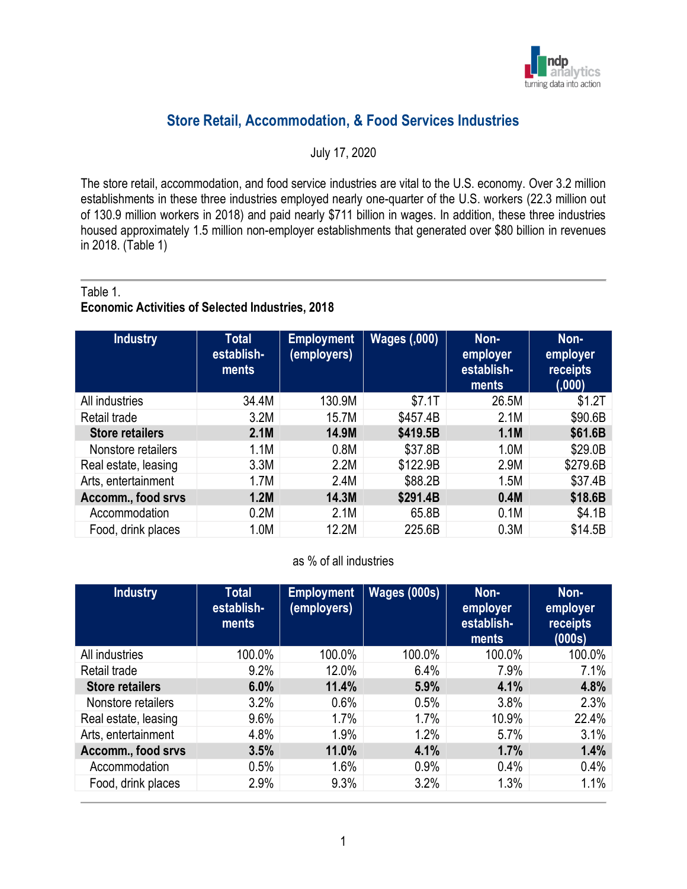# Store Retail, Accommodation, & Food Services Industries

July 17, 2020

The store retail, accommodation, and food service industries are vital to the U.S. economy. Over 3.2 million establishments in these three industries employed nearly one-quarter of the U.S. workers (22.3 million out of 130.9 million workers in 2018) and paid nearly $711 billion in wages. In addition, these three industries housed approximately 1.5 million non-employer establishments that generated over $80 billion in revenues in 2018. (Table 1)

Table 1.
**Economic Activities of Selected Industries, 2018**

| Industry | Total establish-ments | Employment (employers) | Wages (,000) | Non-employer establish-ments | Non-employer receipts (,000) |
|---|---|---|---|---|---|
| All industries | 34.4M | 130.9M | $7.1T | 26.5M | $1.2T |
| Retail trade | 3.2M | 15.7M | $457.4B | 2.1M | $90.6B |
| **Store retailers** | **2.1M** | **14.9M** | **$419.5B** | **1.1M** | **$61.6B** |
| Nonstore retailers | 1.1M | 0.8M | $37.8B | 1.0M | $29.0B |
| Real estate, leasing | 3.3M | 2.2M | $122.9B | 2.9M | $279.6B |
| Arts, entertainment | 1.7M | 2.4M | $88.2B | 1.5M | $37.4B |
| **Accomm., food srvs** | **1.2M** | **14.3M** | **$291.4B** | **0.4M** | **$18.6B** |
| Accommodation | 0.2M | 2.1M | 65.8B | 0.1M | $4.1B |
| Food, drink places | 1.0M | 12.2M | 225.6B | 0.3M | $14.5B |

as % of all industries

| Industry | Total establish-ments | Employment (employers) | Wages (000s) | Non-employer establish-ments | Non-employer receipts (000s) |
|---|---|---|---|---|---|
| All industries | 100.0% | 100.0% | 100.0% | 100.0% | 100.0% |
| Retail trade | 9.2% | 12.0% | 6.4% | 7.9% | 7.1% |
| **Store retailers** | **6.0%** | **11.4%** | **5.9%** | **4.1%** | **4.8%** |
| Nonstore retailers | 3.2% | 0.6% | 0.5% | 3.8% | 2.3% |
| Real estate, leasing | 9.6% | 1.7% | 1.7% | 10.9% | 22.4% |
| Arts, entertainment | 4.8% | 1.9% | 1.2% | 5.7% | 3.1% |
| **Accomm., food srvs** | **3.5%** | **11.0%** | **4.1%** | **1.7%** | **1.4%** |
| Accommodation | 0.5% | 1.6% | 0.9% | 0.4% | 0.4% |
| Food, drink places | 2.9% | 9.3% | 3.2% | 1.3% | 1.1% |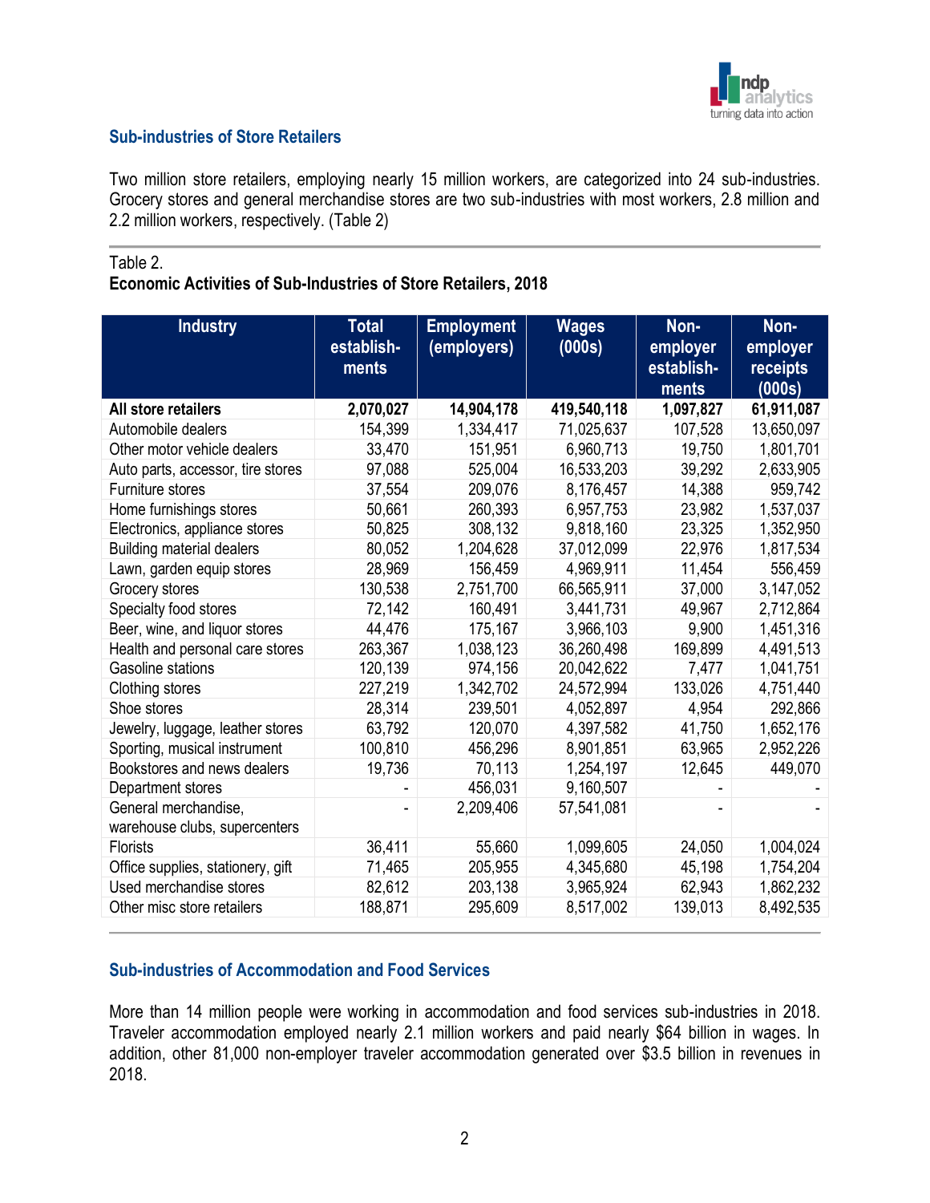## Sub-industries of Store Retailers

Two million store retailers, employing nearly 15 million workers, are categorized into 24 sub-industries. Grocery stores and general merchandise stores are two sub-industries with most workers, 2.8 million and 2.2 million workers, respectively. (Table 2)

Table 2.
**Economic Activities of Sub-Industries of Store Retailers, 2018**

| Industry | Total establish-ments | Employment (employers) | Wages (000s) | Non-employer establish-ments | Non-employer receipts (000s) |
|---|---|---|---|---|---|
| **All store retailers** | **2,070,027** | **14,904,178** | **419,540,118** | **1,097,827** | **61,911,087** |
| Automobile dealers | 154,399 | 1,334,417 | 71,025,637 | 107,528 | 13,650,097 |
| Other motor vehicle dealers | 33,470 | 151,951 | 6,960,713 | 19,750 | 1,801,701 |
| Auto parts, accessor, tire stores | 97,088 | 525,004 | 16,533,203 | 39,292 | 2,633,905 |
| Furniture stores | 37,554 | 209,076 | 8,176,457 | 14,388 | 959,742 |
| Home furnishings stores | 50,661 | 260,393 | 6,957,753 | 23,982 | 1,537,037 |
| Electronics, appliance stores | 50,825 | 308,132 | 9,818,160 | 23,325 | 1,352,950 |
| Building material dealers | 80,052 | 1,204,628 | 37,012,099 | 22,976 | 1,817,534 |
| Lawn, garden equip stores | 28,969 | 156,459 | 4,969,911 | 11,454 | 556,459 |
| Grocery stores | 130,538 | 2,751,700 | 66,565,911 | 37,000 | 3,147,052 |
| Specialty food stores | 72,142 | 160,491 | 3,441,731 | 49,967 | 2,712,864 |
| Beer, wine, and liquor stores | 44,476 | 175,167 | 3,966,103 | 9,900 | 1,451,316 |
| Health and personal care stores | 263,367 | 1,038,123 | 36,260,498 | 169,899 | 4,491,513 |
| Gasoline stations | 120,139 | 974,156 | 20,042,622 | 7,477 | 1,041,751 |
| Clothing stores | 227,219 | 1,342,702 | 24,572,994 | 133,026 | 4,751,440 |
| Shoe stores | 28,314 | 239,501 | 4,052,897 | 4,954 | 292,866 |
| Jewelry, luggage, leather stores | 63,792 | 120,070 | 4,397,582 | 41,750 | 1,652,176 |
| Sporting, musical instrument | 100,810 | 456,296 | 8,901,851 | 63,965 | 2,952,226 |
| Bookstores and news dealers | 19,736 | 70,113 | 1,254,197 | 12,645 | 449,070 |
| Department stores | - | 456,031 | 9,160,507 | - | - |
| General merchandise, warehouse clubs, supercenters | - | 2,209,406 | 57,541,081 | - | - |
| Florists | 36,411 | 55,660 | 1,099,605 | 24,050 | 1,004,024 |
| Office supplies, stationery, gift | 71,465 | 205,955 | 4,345,680 | 45,198 | 1,754,204 |
| Used merchandise stores | 82,612 | 203,138 | 3,965,924 | 62,943 | 1,862,232 |
| Other misc store retailers | 188,871 | 295,609 | 8,517,002 | 139,013 | 8,492,535 |

## Sub-industries of Accommodation and Food Services

More than 14 million people were working in accommodation and food services sub-industries in 2018. Traveler accommodation employed nearly 2.1 million workers and paid nearly $64 billion in wages. In addition, other 81,000 non-employer traveler accommodation generated over $3.5 billion in revenues in 2018.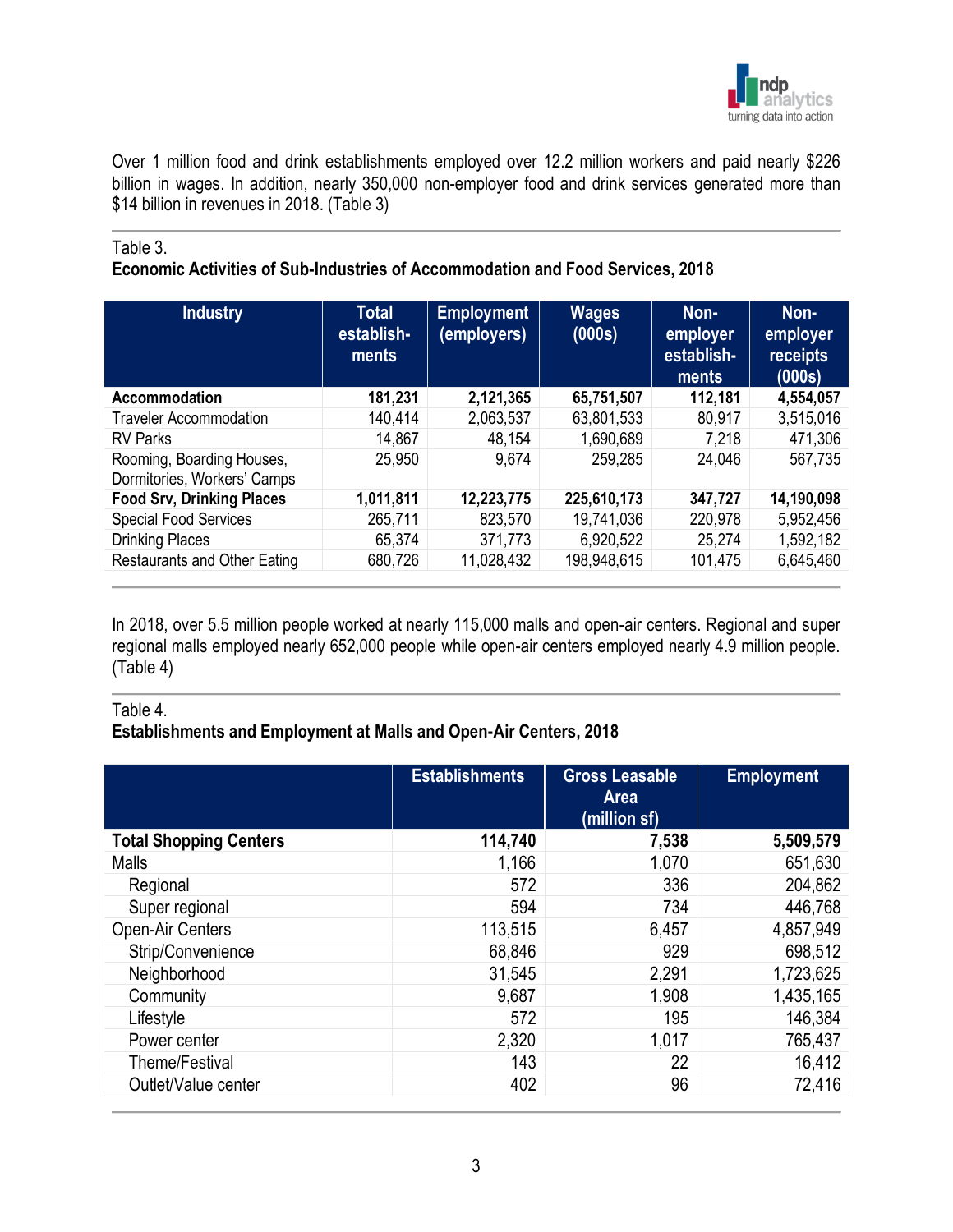Over 1 million food and drink establishments employed over 12.2 million workers and paid nearly $226 billion in wages. In addition, nearly 350,000 non-employer food and drink services generated more than $14 billion in revenues in 2018. (Table 3)

Table 3.

**Economic Activities of Sub-Industries of Accommodation and Food Services, 2018**

| Industry | Total establish-ments | Employment (employers) | Wages (000s) | Non-employer establish-ments | Non-employer receipts (000s) |
|---|---|---|---|---|---|
| **Accommodation** | **181,231** | **2,121,365** | **65,751,507** | **112,181** | **4,554,057** |
| Traveler Accommodation | 140,414 | 2,063,537 | 63,801,533 | 80,917 | 3,515,016 |
| RV Parks | 14,867 | 48,154 | 1,690,689 | 7,218 | 471,306 |
| Rooming, Boarding Houses, Dormitories, Workers' Camps | 25,950 | 9,674 | 259,285 | 24,046 | 567,735 |
| **Food Srv, Drinking Places** | **1,011,811** | **12,223,775** | **225,610,173** | **347,727** | **14,190,098** |
| Special Food Services | 265,711 | 823,570 | 19,741,036 | 220,978 | 5,952,456 |
| Drinking Places | 65,374 | 371,773 | 6,920,522 | 25,274 | 1,592,182 |
| Restaurants and Other Eating | 680,726 | 11,028,432 | 198,948,615 | 101,475 | 6,645,460 |

In 2018, over 5.5 million people worked at nearly 115,000 malls and open-air centers. Regional and super regional malls employed nearly 652,000 people while open-air centers employed nearly 4.9 million people. (Table 4)

Table 4.

**Establishments and Employment at Malls and Open-Air Centers, 2018**

| | Establishments | Gross Leasable Area (million sf) | Employment |
|---|---|---|---|
| **Total Shopping Centers** | **114,740** | **7,538** | **5,509,579** |
| Malls | 1,166 | 1,070 | 651,630 |
| Regional | 572 | 336 | 204,862 |
| Super regional | 594 | 734 | 446,768 |
| Open-Air Centers | 113,515 | 6,457 | 4,857,949 |
| Strip/Convenience | 68,846 | 929 | 698,512 |
| Neighborhood | 31,545 | 2,291 | 1,723,625 |
| Community | 9,687 | 1,908 | 1,435,165 |
| Lifestyle | 572 | 195 | 146,384 |
| Power center | 2,320 | 1,017 | 765,437 |
| Theme/Festival | 143 | 22 | 16,412 |
| Outlet/Value center | 402 | 96 | 72,416 |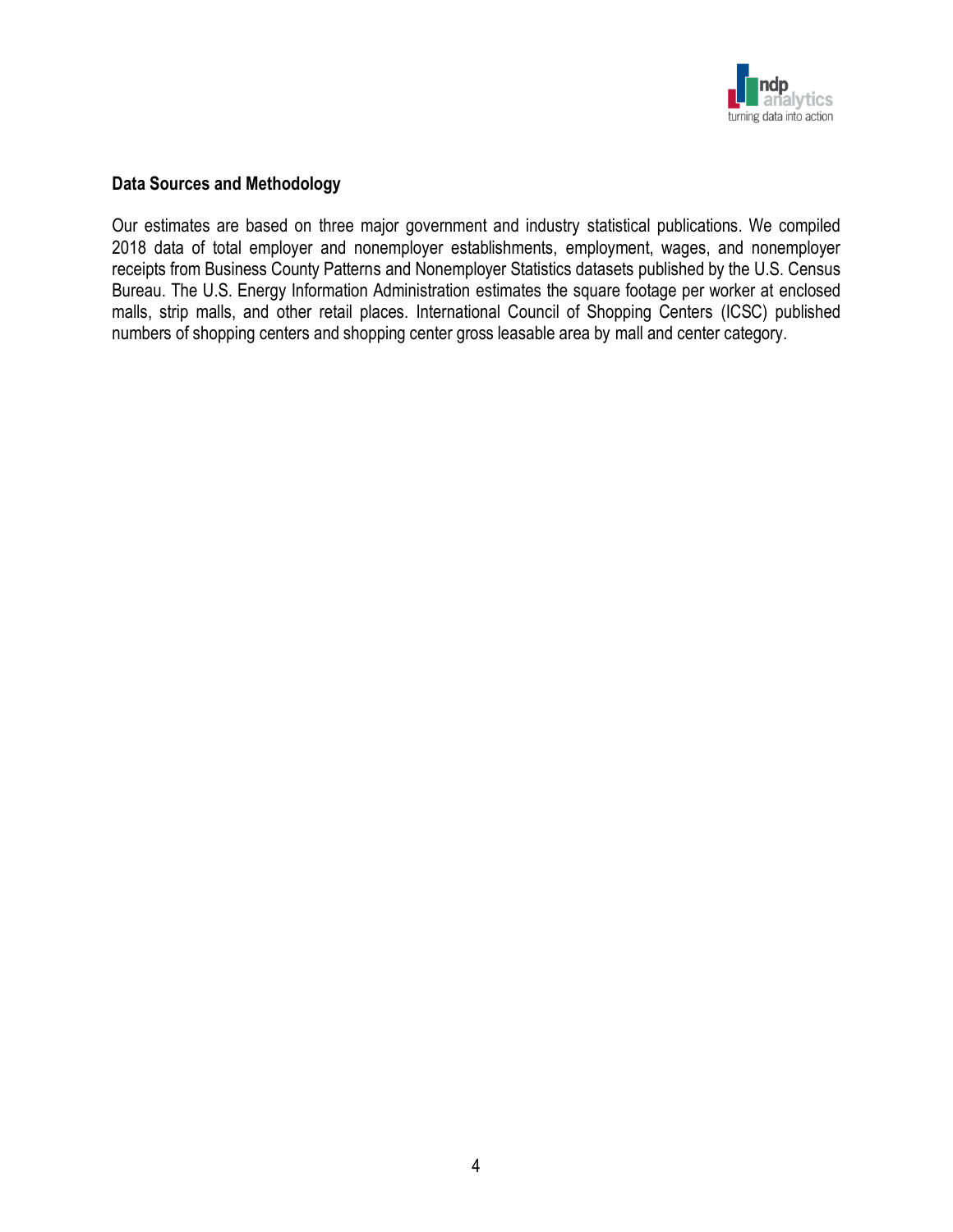**Data Sources and Methodology**

Our estimates are based on three major government and industry statistical publications. We compiled 2018 data of total employer and nonemployer establishments, employment, wages, and nonemployer receipts from Business County Patterns and Nonemployer Statistics datasets published by the U.S. Census Bureau. The U.S. Energy Information Administration estimates the square footage per worker at enclosed malls, strip malls, and other retail places. International Council of Shopping Centers (ICSC) published numbers of shopping centers and shopping center gross leasable area by mall and center category.